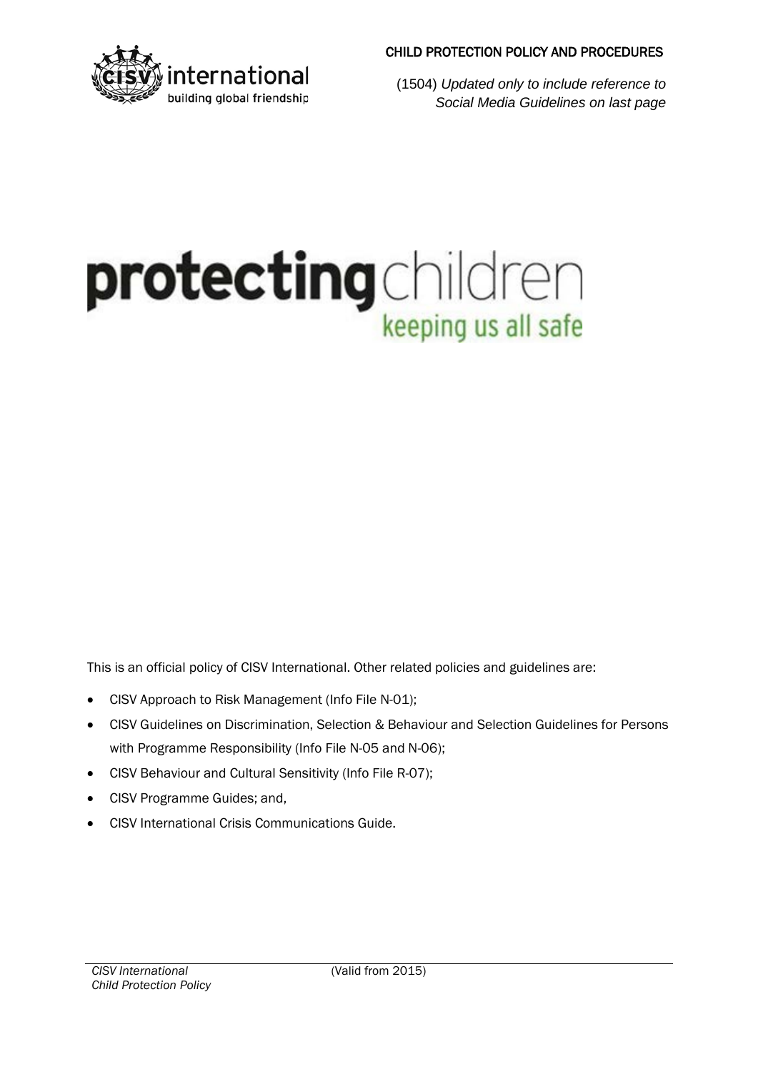CHILD PROTECTION POLICY AND PROCEDURES

(1504) *Updated only to include reference to Social Media Guidelines on last page*

# **protecting** children

keeping us all safe

This is an official policy of CISV International. Other related policies and guidelines are:

- CISV Approach to Risk Management (Info File N-01);
- CISV Guidelines on Discrimination, Selection & Behaviour and Selection Guidelines for Persons with Programme Responsibility (Info File N-05 and N-06);
- CISV Behaviour and Cultural Sensitivity (Info File R-07);
- CISV Programme Guides; and,
- CISV International Crisis Communications Guide.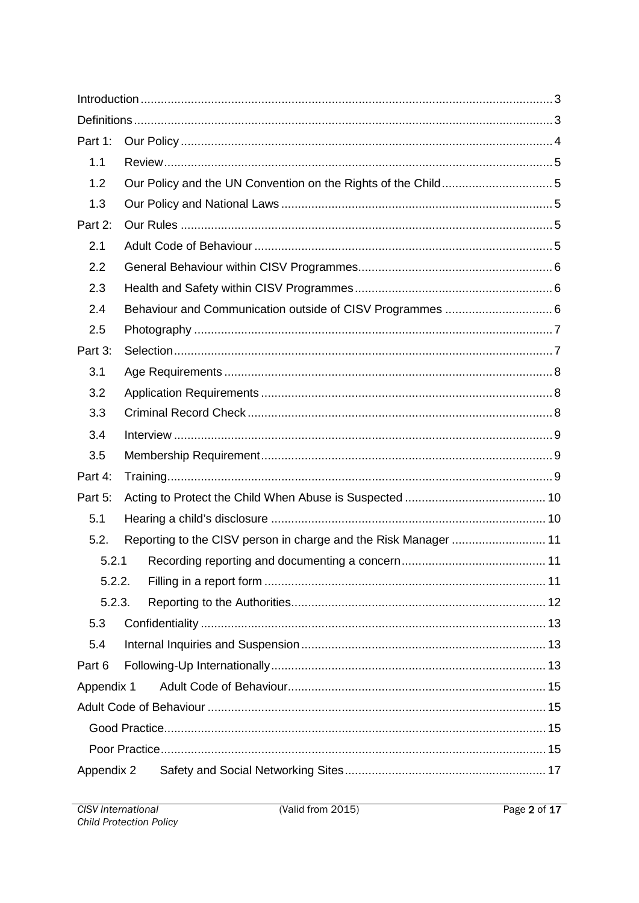| | | |
|---|---|---|
| Introduction | | 3 |
| Definitions | | 3 |
| Part 1: | Our Policy | 4 |
| 1.1 | Review | 5 |
| 1.2 | Our Policy and the UN Convention on the Rights of the Child | 5 |
| 1.3 | Our Policy and National Laws | 5 |
| Part 2: | Our Rules | 5 |
| 2.1 | Adult Code of Behaviour | 5 |
| 2.2 | General Behaviour within CISV Programmes | 6 |
| 2.3 | Health and Safety within CISV Programmes | 6 |
| 2.4 | Behaviour and Communication outside of CISV Programmes | 6 |
| 2.5 | Photography | 7 |
| Part 3: | Selection | 7 |
| 3.1 | Age Requirements | 8 |
| 3.2 | Application Requirements | 8 |
| 3.3 | Criminal Record Check | 8 |
| 3.4 | Interview | 9 |
| 3.5 | Membership Requirement | 9 |
| Part 4: | Training | 9 |
| Part 5: | Acting to Protect the Child When Abuse is Suspected | 10 |
| 5.1 | Hearing a child's disclosure | 10 |
| 5.2. | Reporting to the CISV person in charge and the Risk Manager | 11 |
| 5.2.1 | Recording reporting and documenting a concern | 11 |
| 5.2.2. | Filling in a report form | 11 |
| 5.2.3. | Reporting to the Authorities | 12 |
| 5.3 | Confidentiality | 13 |
| 5.4 | Internal Inquiries and Suspension | 13 |
| Part 6 | Following-Up Internationally | 13 |
| Appendix 1 | Adult Code of Behaviour | 15 |
| Adult Code of Behaviour | | 15 |
| Good Practice | | 15 |
| Poor Practice | | 15 |
| Appendix 2 | Safety and Social Networking Sites | 17 |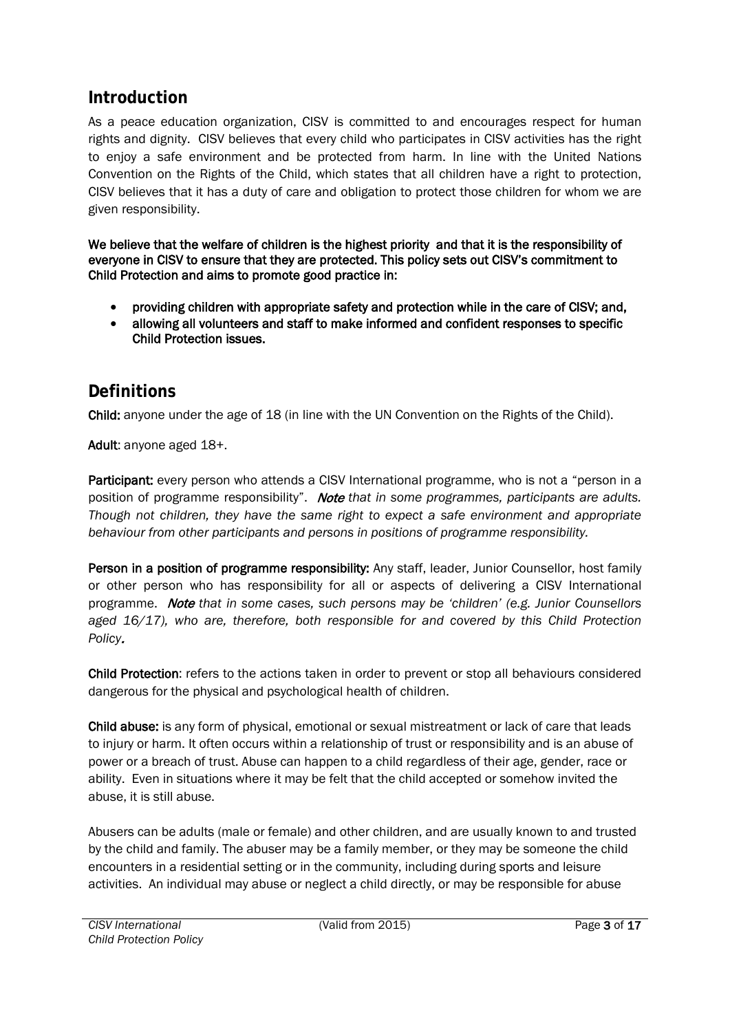## Introduction

As a peace education organization, CISV is committed to and encourages respect for human rights and dignity. CISV believes that every child who participates in CISV activities has the right to enjoy a safe environment and be protected from harm. In line with the United Nations Convention on the Rights of the Child, which states that all children have a right to protection, CISV believes that it has a duty of care and obligation to protect those children for whom we are given responsibility.

**We believe that the welfare of children is the highest priority and that it is the responsibility of everyone in CISV to ensure that they are protected. This policy sets out CISV's commitment to Child Protection and aims to promote good practice in:**

- **providing children with appropriate safety and protection while in the care of CISV; and,**
- **allowing all volunteers and staff to make informed and confident responses to specific Child Protection issues.**

## Definitions

**Child:** anyone under the age of 18 (in line with the UN Convention on the Rights of the Child).

**Adult**: anyone aged 18+.

**Participant:** every person who attends a CISV International programme, who is not a "person in a position of programme responsibility". ***Note*** *that in some programmes, participants are adults. Though not children, they have the same right to expect a safe environment and appropriate behaviour from other participants and persons in positions of programme responsibility.*

**Person in a position of programme responsibility:** Any staff, leader, Junior Counsellor, host family or other person who has responsibility for all or aspects of delivering a CISV International programme. ***Note*** *that in some cases, such persons may be 'children' (e.g. Junior Counsellors aged 16/17), who are, therefore, both responsible for and covered by this Child Protection Policy.*

**Child Protection**: refers to the actions taken in order to prevent or stop all behaviours considered dangerous for the physical and psychological health of children.

**Child abuse:** is any form of physical, emotional or sexual mistreatment or lack of care that leads to injury or harm. It often occurs within a relationship of trust or responsibility and is an abuse of power or a breach of trust. Abuse can happen to a child regardless of their age, gender, race or ability. Even in situations where it may be felt that the child accepted or somehow invited the abuse, it is still abuse.

Abusers can be adults (male or female) and other children, and are usually known to and trusted by the child and family. The abuser may be a family member, or they may be someone the child encounters in a residential setting or in the community, including during sports and leisure activities. An individual may abuse or neglect a child directly, or may be responsible for abuse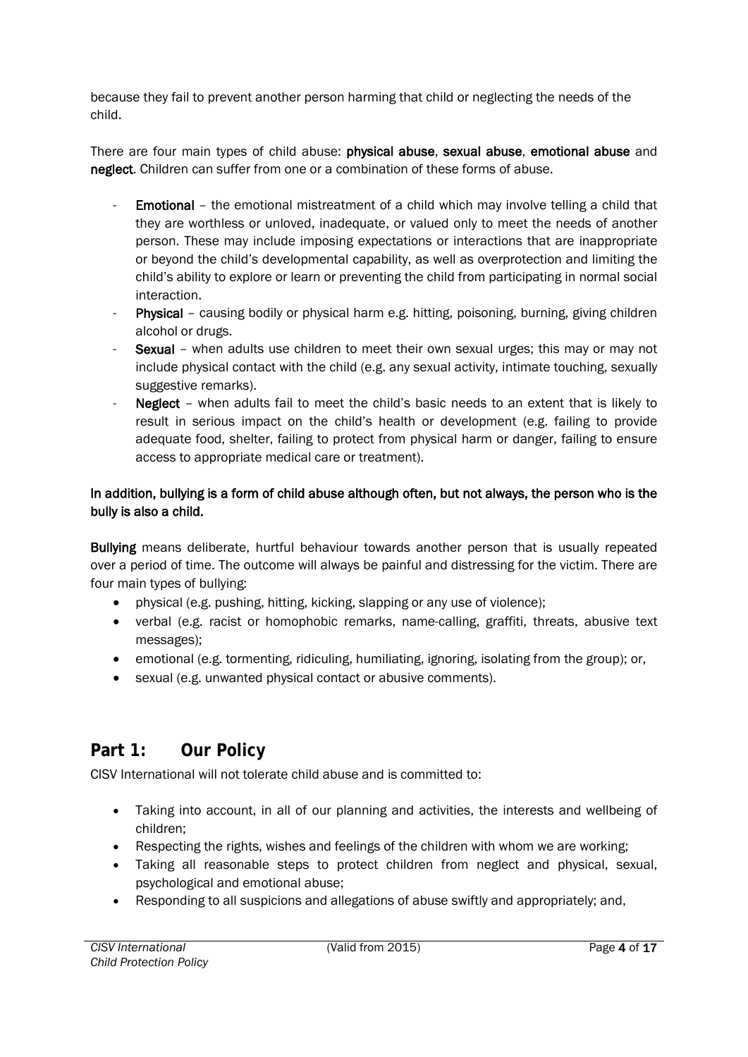because they fail to prevent another person harming that child or neglecting the needs of the child.

There are four main types of child abuse: **physical abuse**, **sexual abuse**, **emotional abuse** and **neglect**. Children can suffer from one or a combination of these forms of abuse.

- **Emotional** – the emotional mistreatment of a child which may involve telling a child that they are worthless or unloved, inadequate, or valued only to meet the needs of another person. These may include imposing expectations or interactions that are inappropriate or beyond the child's developmental capability, as well as overprotection and limiting the child's ability to explore or learn or preventing the child from participating in normal social interaction.
- **Physical** – causing bodily or physical harm e.g. hitting, poisoning, burning, giving children alcohol or drugs.
- **Sexual** – when adults use children to meet their own sexual urges; this may or may not include physical contact with the child (e.g. any sexual activity, intimate touching, sexually suggestive remarks).
- **Neglect** – when adults fail to meet the child's basic needs to an extent that is likely to result in serious impact on the child's health or development (e.g. failing to provide adequate food, shelter, failing to protect from physical harm or danger, failing to ensure access to appropriate medical care or treatment).

**In addition, bullying is a form of child abuse although often, but not always, the person who is the bully is also a child.**

**Bullying** means deliberate, hurtful behaviour towards another person that is usually repeated over a period of time. The outcome will always be painful and distressing for the victim. There are four main types of bullying:

- physical (e.g. pushing, hitting, kicking, slapping or any use of violence);
- verbal (e.g. racist or homophobic remarks, name-calling, graffiti, threats, abusive text messages);
- emotional (e.g. tormenting, ridiculing, humiliating, ignoring, isolating from the group); or,
- sexual (e.g. unwanted physical contact or abusive comments).

## Part 1: Our Policy

CISV International will not tolerate child abuse and is committed to:

- Taking into account, in all of our planning and activities, the interests and wellbeing of children;
- Respecting the rights, wishes and feelings of the children with whom we are working;
- Taking all reasonable steps to protect children from neglect and physical, sexual, psychological and emotional abuse;
- Responding to all suspicions and allegations of abuse swiftly and appropriately; and,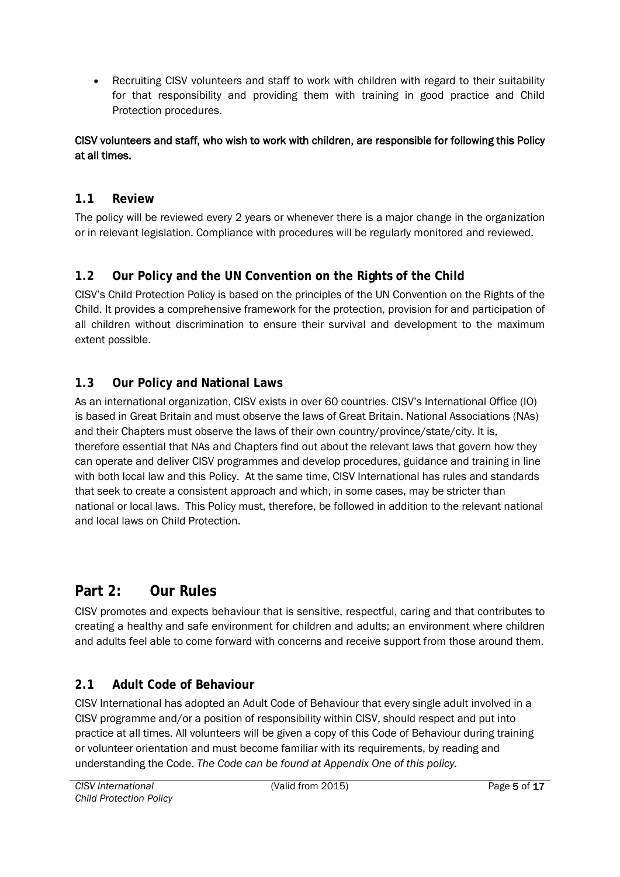- Recruiting CISV volunteers and staff to work with children with regard to their suitability for that responsibility and providing them with training in good practice and Child Protection procedures.

**CISV volunteers and staff, who wish to work with children, are responsible for following this Policy at all times.**

### 1.1 Review

The policy will be reviewed every 2 years or whenever there is a major change in the organization or in relevant legislation. Compliance with procedures will be regularly monitored and reviewed.

### 1.2 Our Policy and the UN Convention on the Rights of the Child

CISV's Child Protection Policy is based on the principles of the UN Convention on the Rights of the Child. It provides a comprehensive framework for the protection, provision for and participation of all children without discrimination to ensure their survival and development to the maximum extent possible.

### 1.3 Our Policy and National Laws

As an international organization, CISV exists in over 60 countries. CISV's International Office (IO) is based in Great Britain and must observe the laws of Great Britain. National Associations (NAs) and their Chapters must observe the laws of their own country/province/state/city. It is, therefore essential that NAs and Chapters find out about the relevant laws that govern how they can operate and deliver CISV programmes and develop procedures, guidance and training in line with both local law and this Policy. At the same time, CISV International has rules and standards that seek to create a consistent approach and which, in some cases, may be stricter than national or local laws. This Policy must, therefore, be followed in addition to the relevant national and local laws on Child Protection.

## Part 2: Our Rules

CISV promotes and expects behaviour that is sensitive, respectful, caring and that contributes to creating a healthy and safe environment for children and adults; an environment where children and adults feel able to come forward with concerns and receive support from those around them.

### 2.1 Adult Code of Behaviour

CISV International has adopted an Adult Code of Behaviour that every single adult involved in a CISV programme and/or a position of responsibility within CISV, should respect and put into practice at all times. All volunteers will be given a copy of this Code of Behaviour during training or volunteer orientation and must become familiar with its requirements, by reading and understanding the Code. *The Code can be found at Appendix One of this policy.*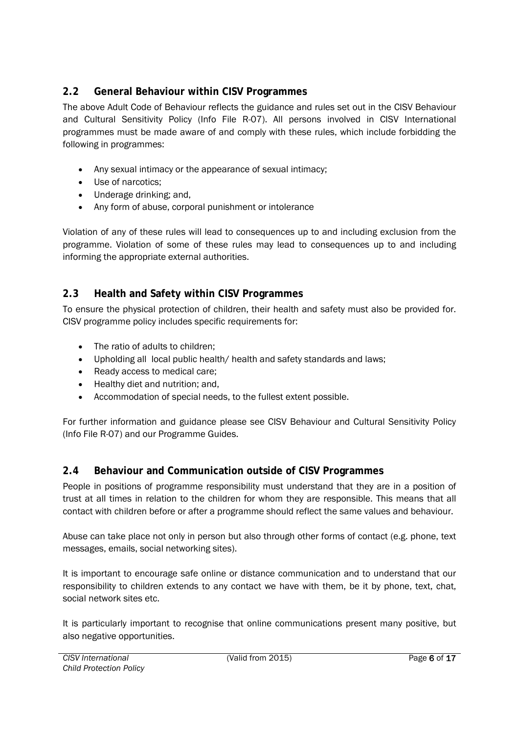## 2.2 General Behaviour within CISV Programmes

The above Adult Code of Behaviour reflects the guidance and rules set out in the CISV Behaviour and Cultural Sensitivity Policy (Info File R-07). All persons involved in CISV International programmes must be made aware of and comply with these rules, which include forbidding the following in programmes:

- Any sexual intimacy or the appearance of sexual intimacy;
- Use of narcotics;
- Underage drinking; and,
- Any form of abuse, corporal punishment or intolerance

Violation of any of these rules will lead to consequences up to and including exclusion from the programme. Violation of some of these rules may lead to consequences up to and including informing the appropriate external authorities.

## 2.3 Health and Safety within CISV Programmes

To ensure the physical protection of children, their health and safety must also be provided for. CISV programme policy includes specific requirements for:

- The ratio of adults to children;
- Upholding all local public health/ health and safety standards and laws;
- Ready access to medical care;
- Healthy diet and nutrition; and,
- Accommodation of special needs, to the fullest extent possible.

For further information and guidance please see CISV Behaviour and Cultural Sensitivity Policy (Info File R-07) and our Programme Guides.

## 2.4 Behaviour and Communication outside of CISV Programmes

People in positions of programme responsibility must understand that they are in a position of trust at all times in relation to the children for whom they are responsible. This means that all contact with children before or after a programme should reflect the same values and behaviour.

Abuse can take place not only in person but also through other forms of contact (e.g. phone, text messages, emails, social networking sites).

It is important to encourage safe online or distance communication and to understand that our responsibility to children extends to any contact we have with them, be it by phone, text, chat, social network sites etc.

It is particularly important to recognise that online communications present many positive, but also negative opportunities.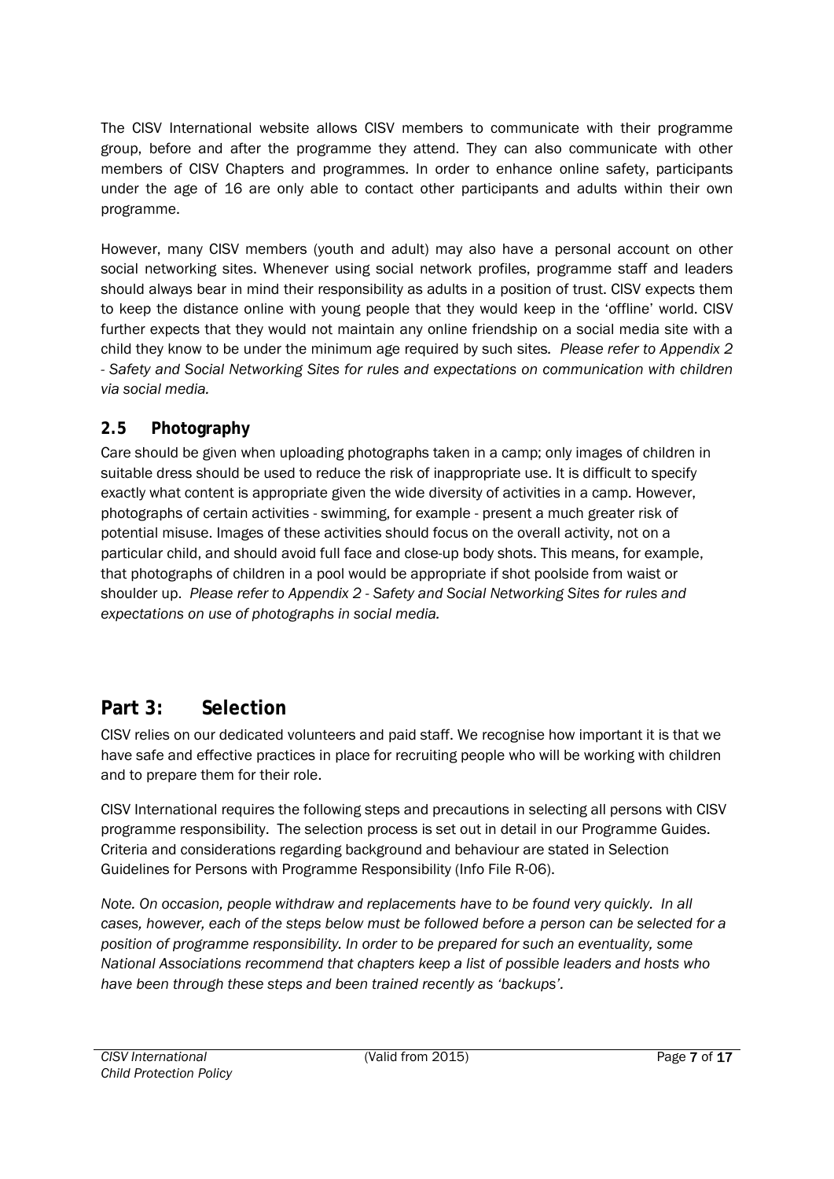The CISV International website allows CISV members to communicate with their programme group, before and after the programme they attend. They can also communicate with other members of CISV Chapters and programmes. In order to enhance online safety, participants under the age of 16 are only able to contact other participants and adults within their own programme.

However, many CISV members (youth and adult) may also have a personal account on other social networking sites. Whenever using social network profiles, programme staff and leaders should always bear in mind their responsibility as adults in a position of trust. CISV expects them to keep the distance online with young people that they would keep in the 'offline' world. CISV further expects that they would not maintain any online friendship on a social media site with a child they know to be under the minimum age required by such sites. *Please refer to Appendix 2 - Safety and Social Networking Sites for rules and expectations on communication with children via social media.*

### 2.5 Photography

Care should be given when uploading photographs taken in a camp; only images of children in suitable dress should be used to reduce the risk of inappropriate use. It is difficult to specify exactly what content is appropriate given the wide diversity of activities in a camp. However, photographs of certain activities - swimming, for example - present a much greater risk of potential misuse. Images of these activities should focus on the overall activity, not on a particular child, and should avoid full face and close-up body shots. This means, for example, that photographs of children in a pool would be appropriate if shot poolside from waist or shoulder up. *Please refer to Appendix 2 - Safety and Social Networking Sites for rules and expectations on use of photographs in social media.*

## Part 3: Selection

CISV relies on our dedicated volunteers and paid staff. We recognise how important it is that we have safe and effective practices in place for recruiting people who will be working with children and to prepare them for their role.

CISV International requires the following steps and precautions in selecting all persons with CISV programme responsibility. The selection process is set out in detail in our Programme Guides. Criteria and considerations regarding background and behaviour are stated in Selection Guidelines for Persons with Programme Responsibility (Info File R-06).

*Note. On occasion, people withdraw and replacements have to be found very quickly. In all cases, however, each of the steps below must be followed before a person can be selected for a position of programme responsibility. In order to be prepared for such an eventuality, some National Associations recommend that chapters keep a list of possible leaders and hosts who have been through these steps and been trained recently as 'backups'.*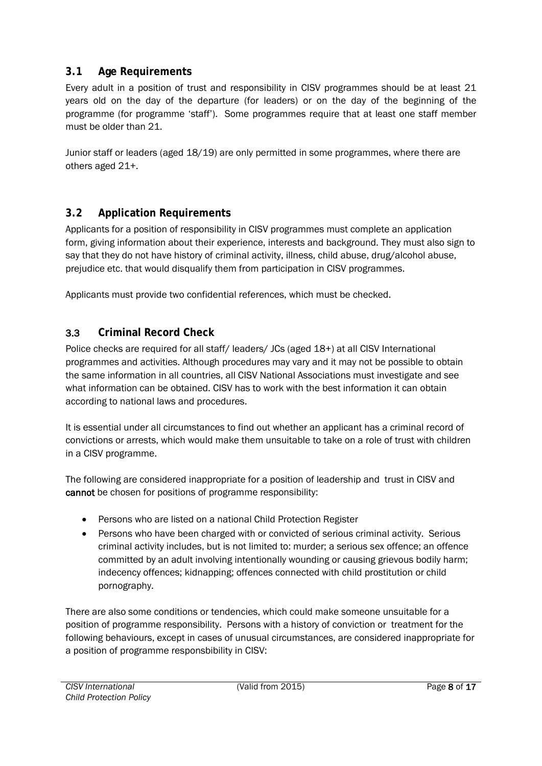## 3.1 Age Requirements

Every adult in a position of trust and responsibility in CISV programmes should be at least 21 years old on the day of the departure (for leaders) or on the day of the beginning of the programme (for programme 'staff'). Some programmes require that at least one staff member must be older than 21.

Junior staff or leaders (aged 18/19) are only permitted in some programmes, where there are others aged 21+.

## 3.2 Application Requirements

Applicants for a position of responsibility in CISV programmes must complete an application form, giving information about their experience, interests and background. They must also sign to say that they do not have history of criminal activity, illness, child abuse, drug/alcohol abuse, prejudice etc. that would disqualify them from participation in CISV programmes.

Applicants must provide two confidential references, which must be checked.

## 3.3 Criminal Record Check

Police checks are required for all staff/ leaders/ JCs (aged 18+) at all CISV International programmes and activities. Although procedures may vary and it may not be possible to obtain the same information in all countries, all CISV National Associations must investigate and see what information can be obtained. CISV has to work with the best information it can obtain according to national laws and procedures.

It is essential under all circumstances to find out whether an applicant has a criminal record of convictions or arrests, which would make them unsuitable to take on a role of trust with children in a CISV programme.

The following are considered inappropriate for a position of leadership and trust in CISV and **cannot** be chosen for positions of programme responsibility:

- Persons who are listed on a national Child Protection Register
- Persons who have been charged with or convicted of serious criminal activity. Serious criminal activity includes, but is not limited to: murder; a serious sex offence; an offence committed by an adult involving intentionally wounding or causing grievous bodily harm; indecency offences; kidnapping; offences connected with child prostitution or child pornography.

There are also some conditions or tendencies, which could make someone unsuitable for a position of programme responsibility. Persons with a history of conviction or treatment for the following behaviours, except in cases of unusual circumstances, are considered inappropriate for a position of programme responsbibility in CISV: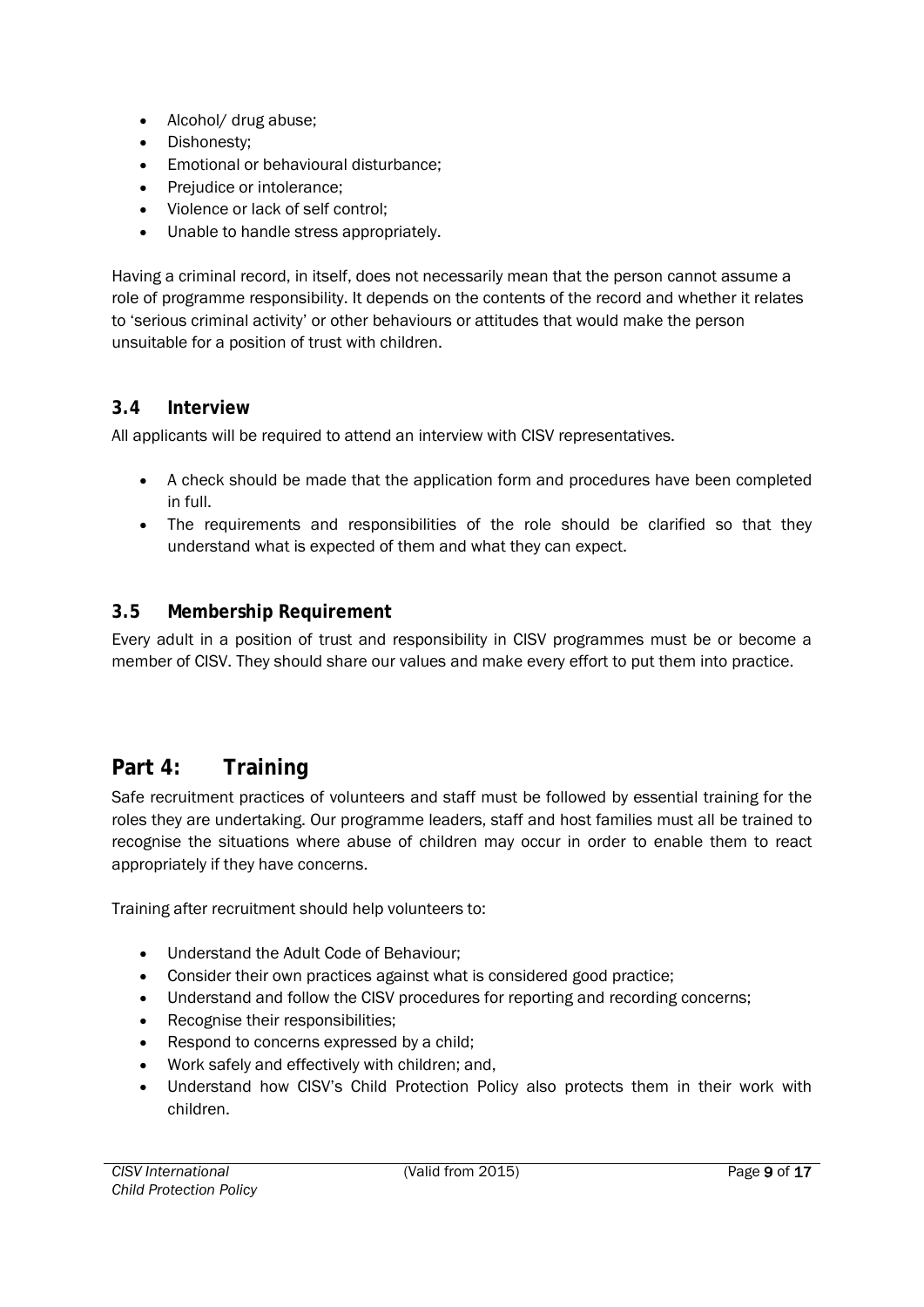- Alcohol/ drug abuse;
- Dishonesty;
- Emotional or behavioural disturbance;
- Prejudice or intolerance;
- Violence or lack of self control;
- Unable to handle stress appropriately.

Having a criminal record, in itself, does not necessarily mean that the person cannot assume a role of programme responsibility. It depends on the contents of the record and whether it relates to 'serious criminal activity' or other behaviours or attitudes that would make the person unsuitable for a position of trust with children.

### 3.4 Interview

All applicants will be required to attend an interview with CISV representatives.

- A check should be made that the application form and procedures have been completed in full.
- The requirements and responsibilities of the role should be clarified so that they understand what is expected of them and what they can expect.

### 3.5 Membership Requirement

Every adult in a position of trust and responsibility in CISV programmes must be or become a member of CISV. They should share our values and make every effort to put them into practice.

## Part 4: Training

Safe recruitment practices of volunteers and staff must be followed by essential training for the roles they are undertaking. Our programme leaders, staff and host families must all be trained to recognise the situations where abuse of children may occur in order to enable them to react appropriately if they have concerns.

Training after recruitment should help volunteers to:

- Understand the Adult Code of Behaviour;
- Consider their own practices against what is considered good practice;
- Understand and follow the CISV procedures for reporting and recording concerns;
- Recognise their responsibilities;
- Respond to concerns expressed by a child;
- Work safely and effectively with children; and,
- Understand how CISV's Child Protection Policy also protects them in their work with children.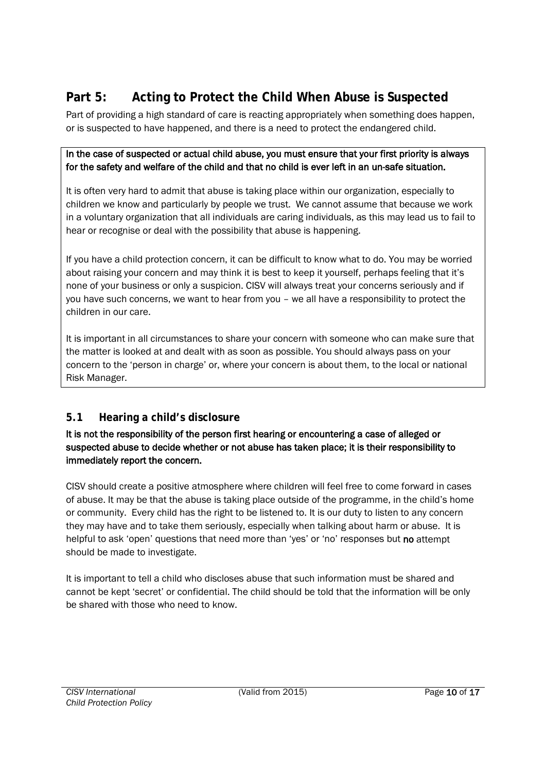## Part 5: Acting to Protect the Child When Abuse is Suspected

Part of providing a high standard of care is reacting appropriately when something does happen, or is suspected to have happened, and there is a need to protect the endangered child.

**In the case of suspected or actual child abuse, you must ensure that your first priority is always for the safety and welfare of the child and that no child is ever left in an un-safe situation.**

It is often very hard to admit that abuse is taking place within our organization, especially to children we know and particularly by people we trust. We cannot assume that because we work in a voluntary organization that all individuals are caring individuals, as this may lead us to fail to hear or recognise or deal with the possibility that abuse is happening.

If you have a child protection concern, it can be difficult to know what to do. You may be worried about raising your concern and may think it is best to keep it yourself, perhaps feeling that it's none of your business or only a suspicion. CISV will always treat your concerns seriously and if you have such concerns, we want to hear from you – we all have a responsibility to protect the children in our care.

It is important in all circumstances to share your concern with someone who can make sure that the matter is looked at and dealt with as soon as possible. You should always pass on your concern to the 'person in charge' or, where your concern is about them, to the local or national Risk Manager.

### 5.1 Hearing a child's disclosure

**It is not the responsibility of the person first hearing or encountering a case of alleged or suspected abuse to decide whether or not abuse has taken place; it is their responsibility to immediately report the concern.**

CISV should create a positive atmosphere where children will feel free to come forward in cases of abuse. It may be that the abuse is taking place outside of the programme, in the child's home or community. Every child has the right to be listened to. It is our duty to listen to any concern they may have and to take them seriously, especially when talking about harm or abuse. It is helpful to ask 'open' questions that need more than 'yes' or 'no' responses but **no** attempt should be made to investigate.

It is important to tell a child who discloses abuse that such information must be shared and cannot be kept 'secret' or confidential. The child should be told that the information will be only be shared with those who need to know.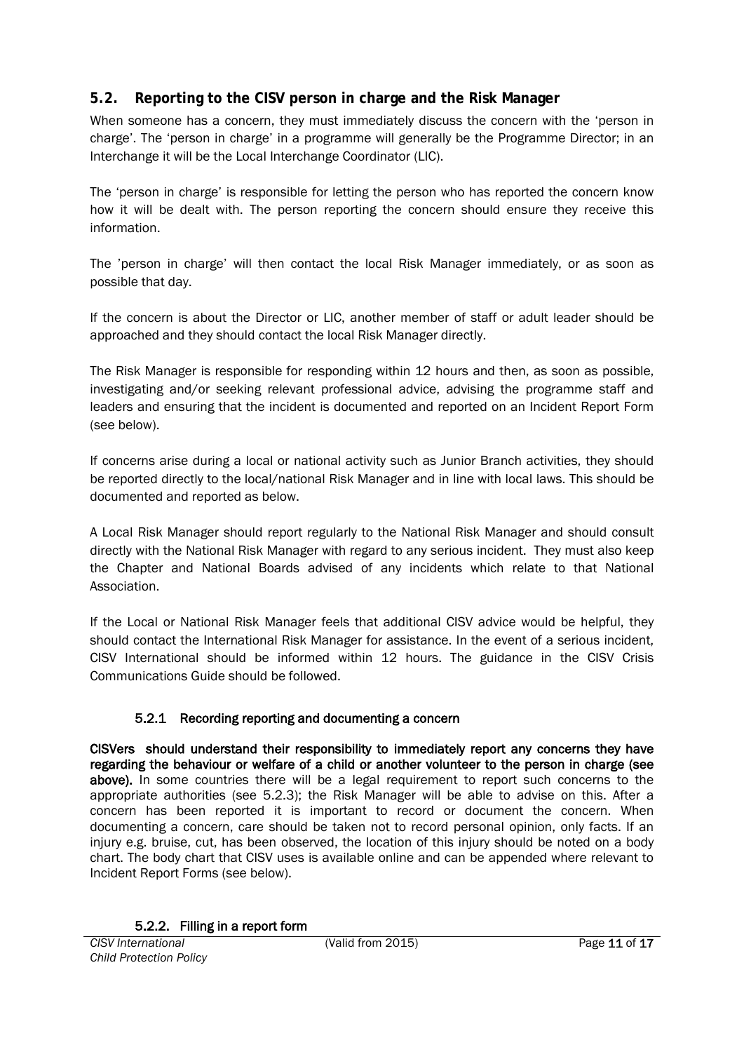## 5.2. Reporting to the CISV person in charge and the Risk Manager

When someone has a concern, they must immediately discuss the concern with the 'person in charge'. The 'person in charge' in a programme will generally be the Programme Director; in an Interchange it will be the Local Interchange Coordinator (LIC).

The 'person in charge' is responsible for letting the person who has reported the concern know how it will be dealt with. The person reporting the concern should ensure they receive this information.

The 'person in charge' will then contact the local Risk Manager immediately, or as soon as possible that day.

If the concern is about the Director or LIC, another member of staff or adult leader should be approached and they should contact the local Risk Manager directly.

The Risk Manager is responsible for responding within 12 hours and then, as soon as possible, investigating and/or seeking relevant professional advice, advising the programme staff and leaders and ensuring that the incident is documented and reported on an Incident Report Form (see below).

If concerns arise during a local or national activity such as Junior Branch activities, they should be reported directly to the local/national Risk Manager and in line with local laws. This should be documented and reported as below.

A Local Risk Manager should report regularly to the National Risk Manager and should consult directly with the National Risk Manager with regard to any serious incident. They must also keep the Chapter and National Boards advised of any incidents which relate to that National Association.

If the Local or National Risk Manager feels that additional CISV advice would be helpful, they should contact the International Risk Manager for assistance. In the event of a serious incident, CISV International should be informed within 12 hours. The guidance in the CISV Crisis Communications Guide should be followed.

### 5.2.1 Recording reporting and documenting a concern

**CISVers should understand their responsibility to immediately report any concerns they have regarding the behaviour or welfare of a child or another volunteer to the person in charge (see above).** In some countries there will be a legal requirement to report such concerns to the appropriate authorities (see 5.2.3); the Risk Manager will be able to advise on this. After a concern has been reported it is important to record or document the concern. When documenting a concern, care should be taken not to record personal opinion, only facts. If an injury e.g. bruise, cut, has been observed, the location of this injury should be noted on a body chart. The body chart that CISV uses is available online and can be appended where relevant to Incident Report Forms (see below).

### 5.2.2. Filling in a report form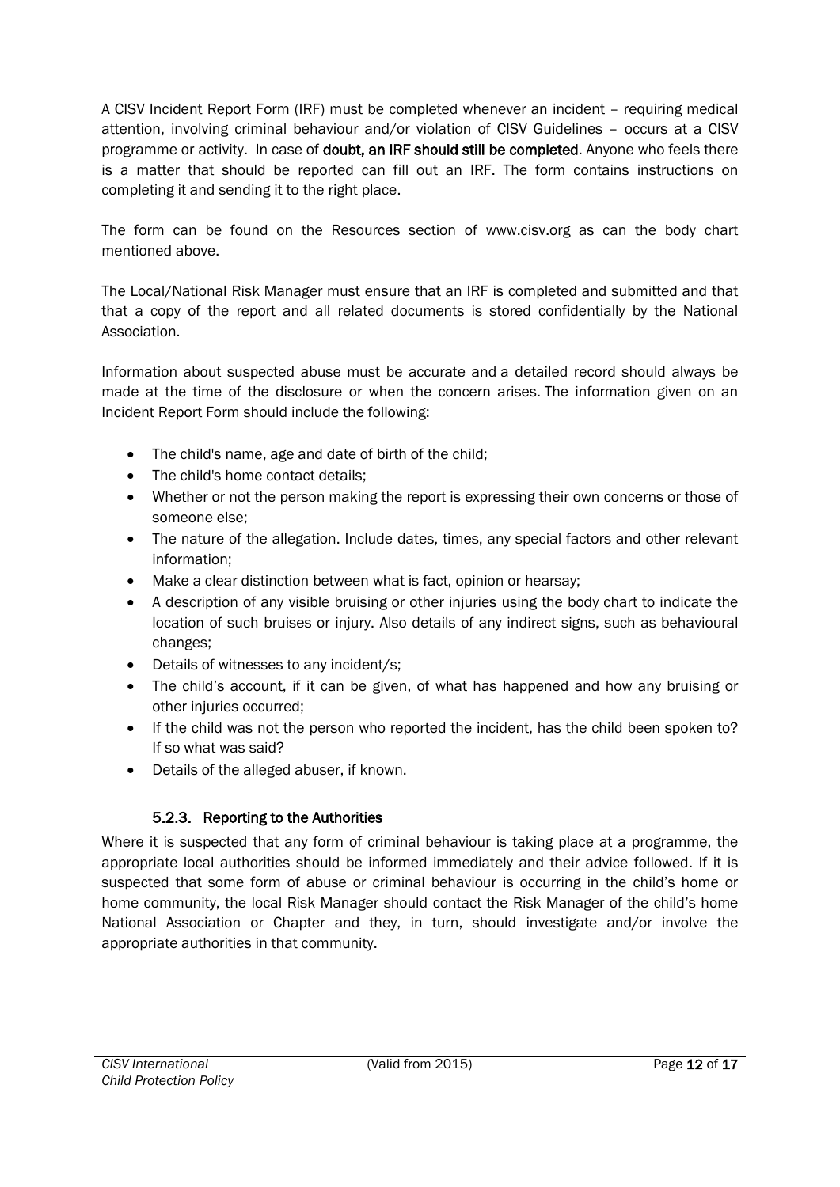A CISV Incident Report Form (IRF) must be completed whenever an incident – requiring medical attention, involving criminal behaviour and/or violation of CISV Guidelines – occurs at a CISV programme or activity. In case of **doubt, an IRF should still be completed**. Anyone who feels there is a matter that should be reported can fill out an IRF. The form contains instructions on completing it and sending it to the right place.

The form can be found on the Resources section of www.cisv.org as can the body chart mentioned above.

The Local/National Risk Manager must ensure that an IRF is completed and submitted and that that a copy of the report and all related documents is stored confidentially by the National Association.

Information about suspected abuse must be accurate and a detailed record should always be made at the time of the disclosure or when the concern arises. The information given on an Incident Report Form should include the following:

- The child's name, age and date of birth of the child;
- The child's home contact details;
- Whether or not the person making the report is expressing their own concerns or those of someone else;
- The nature of the allegation. Include dates, times, any special factors and other relevant information;
- Make a clear distinction between what is fact, opinion or hearsay;
- A description of any visible bruising or other injuries using the body chart to indicate the location of such bruises or injury. Also details of any indirect signs, such as behavioural changes;
- Details of witnesses to any incident/s;
- The child's account, if it can be given, of what has happened and how any bruising or other injuries occurred;
- If the child was not the person who reported the incident, has the child been spoken to? If so what was said?
- Details of the alleged abuser, if known.

#### 5.2.3. Reporting to the Authorities

Where it is suspected that any form of criminal behaviour is taking place at a programme, the appropriate local authorities should be informed immediately and their advice followed. If it is suspected that some form of abuse or criminal behaviour is occurring in the child's home or home community, the local Risk Manager should contact the Risk Manager of the child's home National Association or Chapter and they, in turn, should investigate and/or involve the appropriate authorities in that community.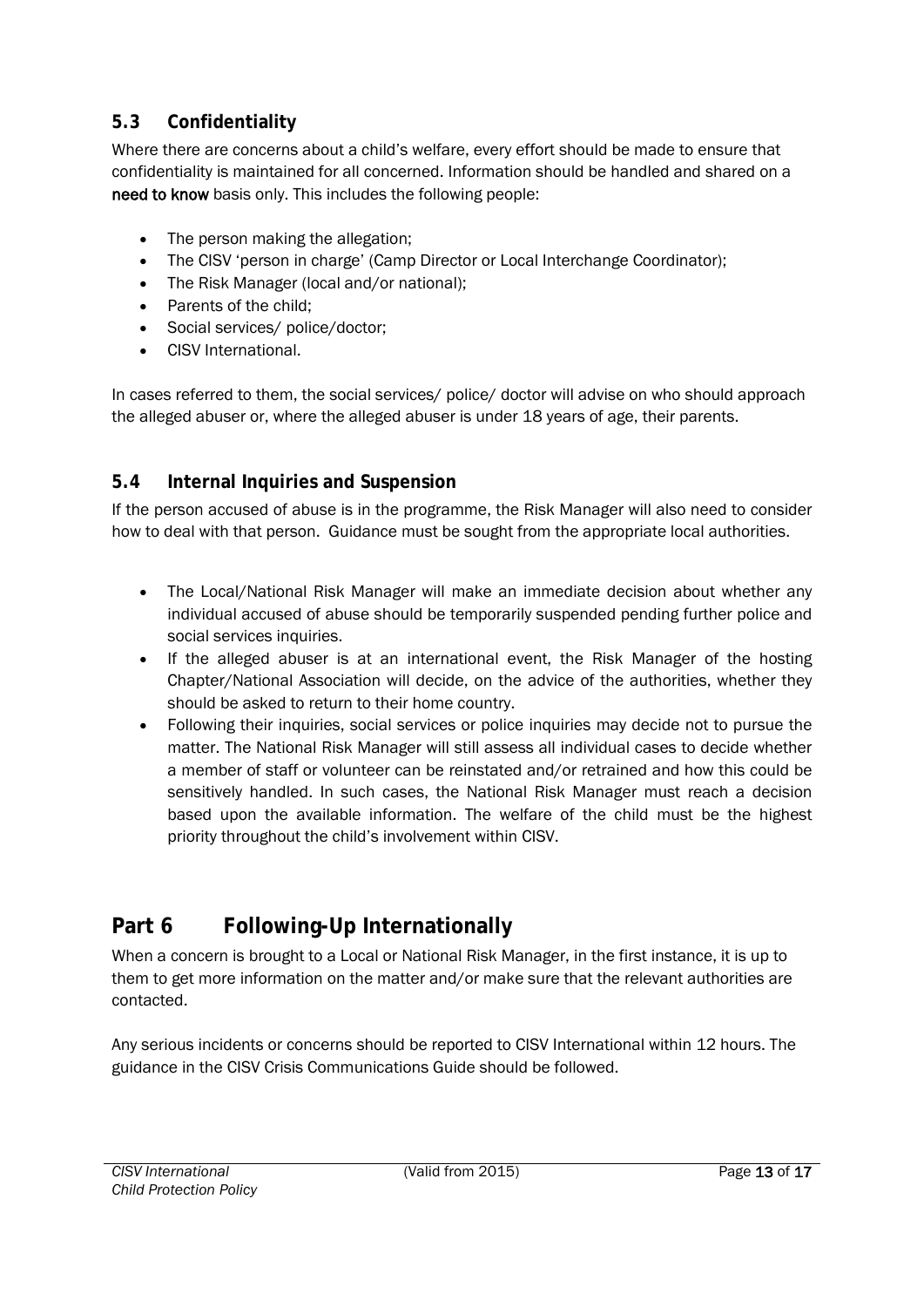### 5.3 Confidentiality

Where there are concerns about a child's welfare, every effort should be made to ensure that confidentiality is maintained for all concerned. Information should be handled and shared on a **need to know** basis only. This includes the following people:

- The person making the allegation;
- The CISV 'person in charge' (Camp Director or Local Interchange Coordinator);
- The Risk Manager (local and/or national);
- Parents of the child;
- Social services/ police/doctor;
- CISV International.

In cases referred to them, the social services/ police/ doctor will advise on who should approach the alleged abuser or, where the alleged abuser is under 18 years of age, their parents.

### 5.4 Internal Inquiries and Suspension

If the person accused of abuse is in the programme, the Risk Manager will also need to consider how to deal with that person. Guidance must be sought from the appropriate local authorities.

- The Local/National Risk Manager will make an immediate decision about whether any individual accused of abuse should be temporarily suspended pending further police and social services inquiries.
- If the alleged abuser is at an international event, the Risk Manager of the hosting Chapter/National Association will decide, on the advice of the authorities, whether they should be asked to return to their home country.
- Following their inquiries, social services or police inquiries may decide not to pursue the matter. The National Risk Manager will still assess all individual cases to decide whether a member of staff or volunteer can be reinstated and/or retrained and how this could be sensitively handled. In such cases, the National Risk Manager must reach a decision based upon the available information. The welfare of the child must be the highest priority throughout the child's involvement within CISV.

## Part 6 Following-Up Internationally

When a concern is brought to a Local or National Risk Manager, in the first instance, it is up to them to get more information on the matter and/or make sure that the relevant authorities are contacted.

Any serious incidents or concerns should be reported to CISV International within 12 hours. The guidance in the CISV Crisis Communications Guide should be followed.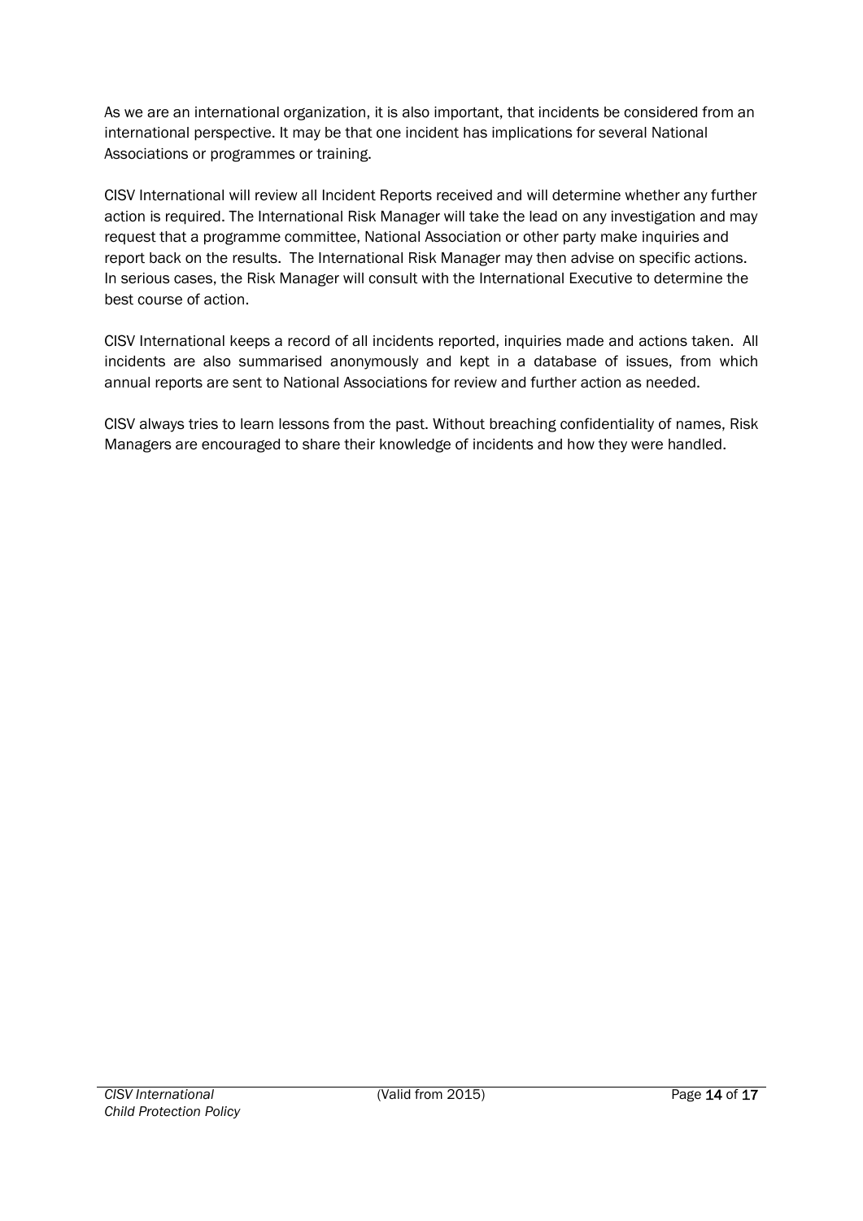As we are an international organization, it is also important, that incidents be considered from an international perspective. It may be that one incident has implications for several National Associations or programmes or training.

CISV International will review all Incident Reports received and will determine whether any further action is required. The International Risk Manager will take the lead on any investigation and may request that a programme committee, National Association or other party make inquiries and report back on the results. The International Risk Manager may then advise on specific actions. In serious cases, the Risk Manager will consult with the International Executive to determine the best course of action.

CISV International keeps a record of all incidents reported, inquiries made and actions taken. All incidents are also summarised anonymously and kept in a database of issues, from which annual reports are sent to National Associations for review and further action as needed.

CISV always tries to learn lessons from the past. Without breaching confidentiality of names, Risk Managers are encouraged to share their knowledge of incidents and how they were handled.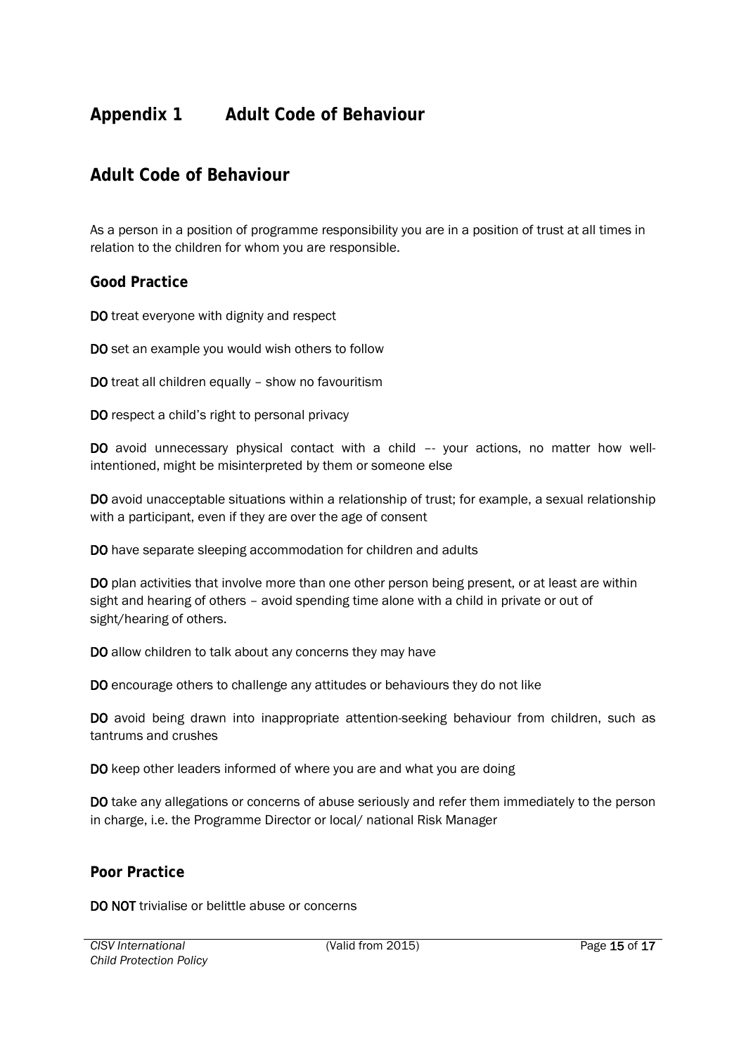# Appendix 1 Adult Code of Behaviour

## Adult Code of Behaviour

As a person in a position of programme responsibility you are in a position of trust at all times in relation to the children for whom you are responsible.

### Good Practice

**DO** treat everyone with dignity and respect

**DO** set an example you would wish others to follow

**DO** treat all children equally – show no favouritism

**DO** respect a child's right to personal privacy

**DO** avoid unnecessary physical contact with a child –- your actions, no matter how well-intentioned, might be misinterpreted by them or someone else

**DO** avoid unacceptable situations within a relationship of trust; for example, a sexual relationship with a participant, even if they are over the age of consent

**DO** have separate sleeping accommodation for children and adults

**DO** plan activities that involve more than one other person being present, or at least are within sight and hearing of others – avoid spending time alone with a child in private or out of sight/hearing of others.

**DO** allow children to talk about any concerns they may have

**DO** encourage others to challenge any attitudes or behaviours they do not like

**DO** avoid being drawn into inappropriate attention-seeking behaviour from children, such as tantrums and crushes

**DO** keep other leaders informed of where you are and what you are doing

**DO** take any allegations or concerns of abuse seriously and refer them immediately to the person in charge, i.e. the Programme Director or local/ national Risk Manager

### Poor Practice

**DO NOT** trivialise or belittle abuse or concerns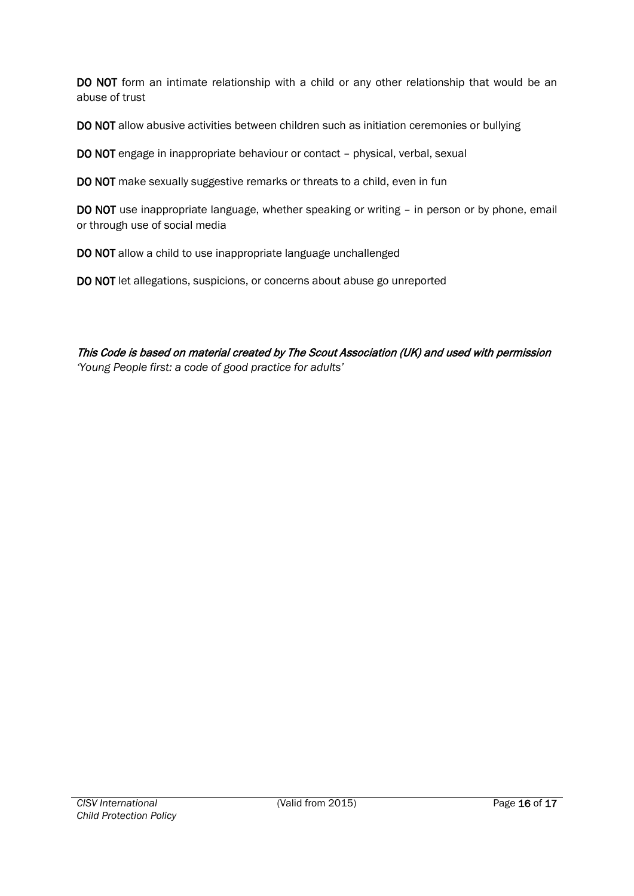**DO NOT** form an intimate relationship with a child or any other relationship that would be an abuse of trust

**DO NOT** allow abusive activities between children such as initiation ceremonies or bullying

**DO NOT** engage in inappropriate behaviour or contact – physical, verbal, sexual

**DO NOT** make sexually suggestive remarks or threats to a child, even in fun

**DO NOT** use inappropriate language, whether speaking or writing – in person or by phone, email or through use of social media

**DO NOT** allow a child to use inappropriate language unchallenged

**DO NOT** let allegations, suspicions, or concerns about abuse go unreported

*This Code is based on material created by The Scout Association (UK) and used with permission*
*'Young People first: a code of good practice for adults'*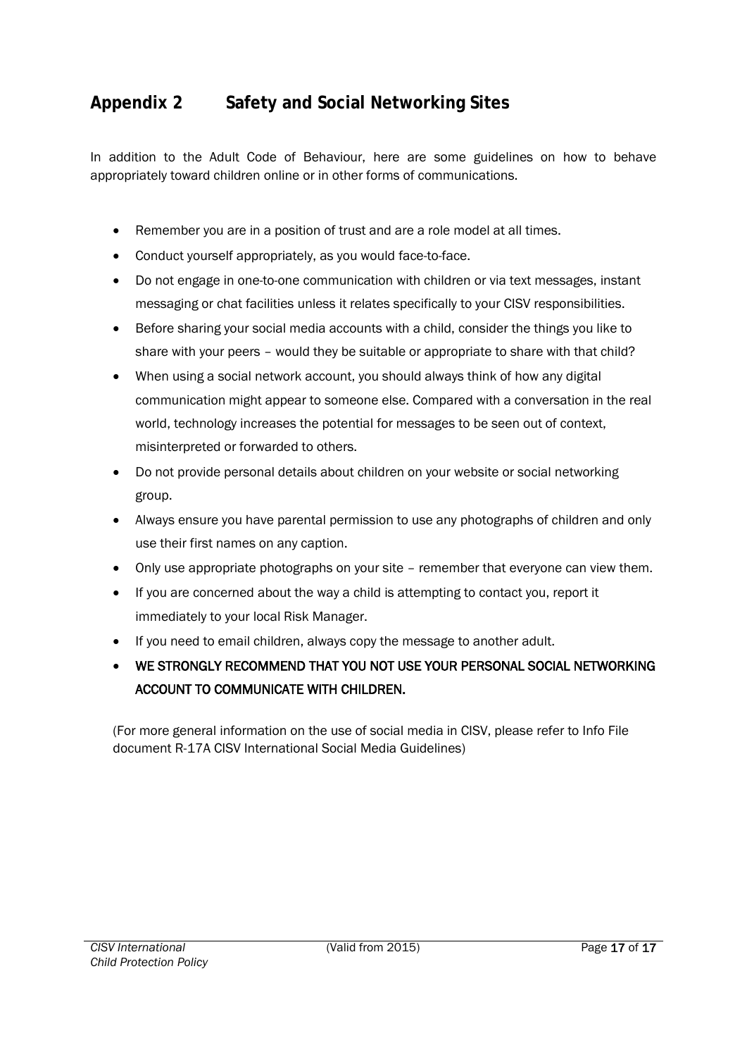## Appendix 2 Safety and Social Networking Sites

In addition to the Adult Code of Behaviour, here are some guidelines on how to behave appropriately toward children online or in other forms of communications.

- Remember you are in a position of trust and are a role model at all times.
- Conduct yourself appropriately, as you would face-to-face.
- Do not engage in one-to-one communication with children or via text messages, instant messaging or chat facilities unless it relates specifically to your CISV responsibilities.
- Before sharing your social media accounts with a child, consider the things you like to share with your peers – would they be suitable or appropriate to share with that child?
- When using a social network account, you should always think of how any digital communication might appear to someone else. Compared with a conversation in the real world, technology increases the potential for messages to be seen out of context, misinterpreted or forwarded to others.
- Do not provide personal details about children on your website or social networking group.
- Always ensure you have parental permission to use any photographs of children and only use their first names on any caption.
- Only use appropriate photographs on your site – remember that everyone can view them.
- If you are concerned about the way a child is attempting to contact you, report it immediately to your local Risk Manager.
- If you need to email children, always copy the message to another adult.
- WE STRONGLY RECOMMEND THAT YOU NOT USE YOUR PERSONAL SOCIAL NETWORKING ACCOUNT TO COMMUNICATE WITH CHILDREN.

(For more general information on the use of social media in CISV, please refer to Info File document R-17A CISV International Social Media Guidelines)